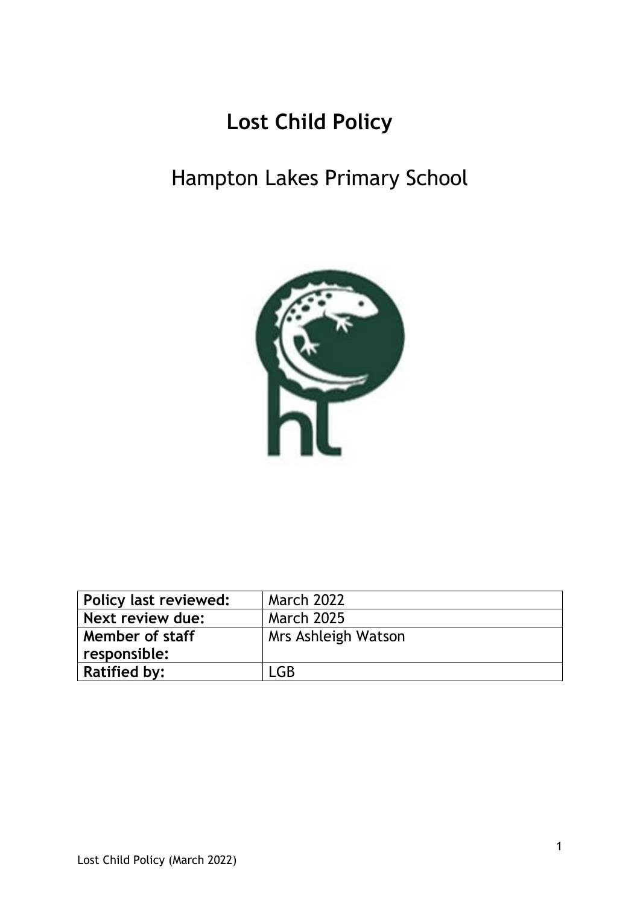# Lost Child Policy

## Hampton Lakes Primary School

| **Policy last reviewed:** | March 2022 |
|---|---|
| **Next review due:** | March 2025 |
| **Member of staff responsible:** | Mrs Ashleigh Watson |
| **Ratified by:** | LGB |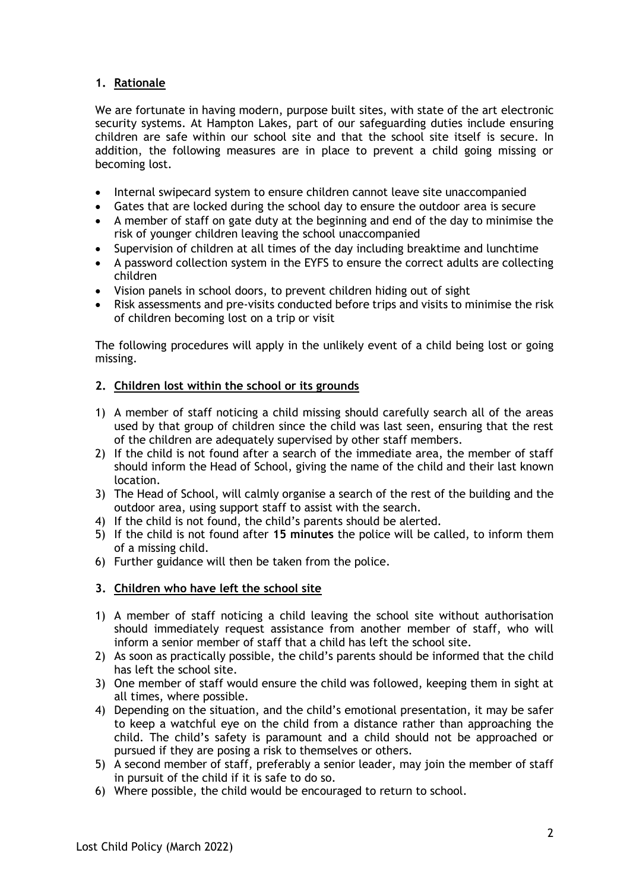## 1. Rationale

We are fortunate in having modern, purpose built sites, with state of the art electronic security systems. At Hampton Lakes, part of our safeguarding duties include ensuring children are safe within our school site and that the school site itself is secure. In addition, the following measures are in place to prevent a child going missing or becoming lost.

- Internal swipecard system to ensure children cannot leave site unaccompanied
- Gates that are locked during the school day to ensure the outdoor area is secure
- A member of staff on gate duty at the beginning and end of the day to minimise the risk of younger children leaving the school unaccompanied
- Supervision of children at all times of the day including breaktime and lunchtime
- A password collection system in the EYFS to ensure the correct adults are collecting children
- Vision panels in school doors, to prevent children hiding out of sight
- Risk assessments and pre-visits conducted before trips and visits to minimise the risk of children becoming lost on a trip or visit

The following procedures will apply in the unlikely event of a child being lost or going missing.

## 2. Children lost within the school or its grounds

1) A member of staff noticing a child missing should carefully search all of the areas used by that group of children since the child was last seen, ensuring that the rest of the children are adequately supervised by other staff members.
2) If the child is not found after a search of the immediate area, the member of staff should inform the Head of School, giving the name of the child and their last known location.
3) The Head of School, will calmly organise a search of the rest of the building and the outdoor area, using support staff to assist with the search.
4) If the child is not found, the child's parents should be alerted.
5) If the child is not found after **15 minutes** the police will be called, to inform them of a missing child.
6) Further guidance will then be taken from the police.

## 3. Children who have left the school site

1) A member of staff noticing a child leaving the school site without authorisation should immediately request assistance from another member of staff, who will inform a senior member of staff that a child has left the school site.
2) As soon as practically possible, the child's parents should be informed that the child has left the school site.
3) One member of staff would ensure the child was followed, keeping them in sight at all times, where possible.
4) Depending on the situation, and the child's emotional presentation, it may be safer to keep a watchful eye on the child from a distance rather than approaching the child. The child's safety is paramount and a child should not be approached or pursued if they are posing a risk to themselves or others.
5) A second member of staff, preferably a senior leader, may join the member of staff in pursuit of the child if it is safe to do so.
6) Where possible, the child would be encouraged to return to school.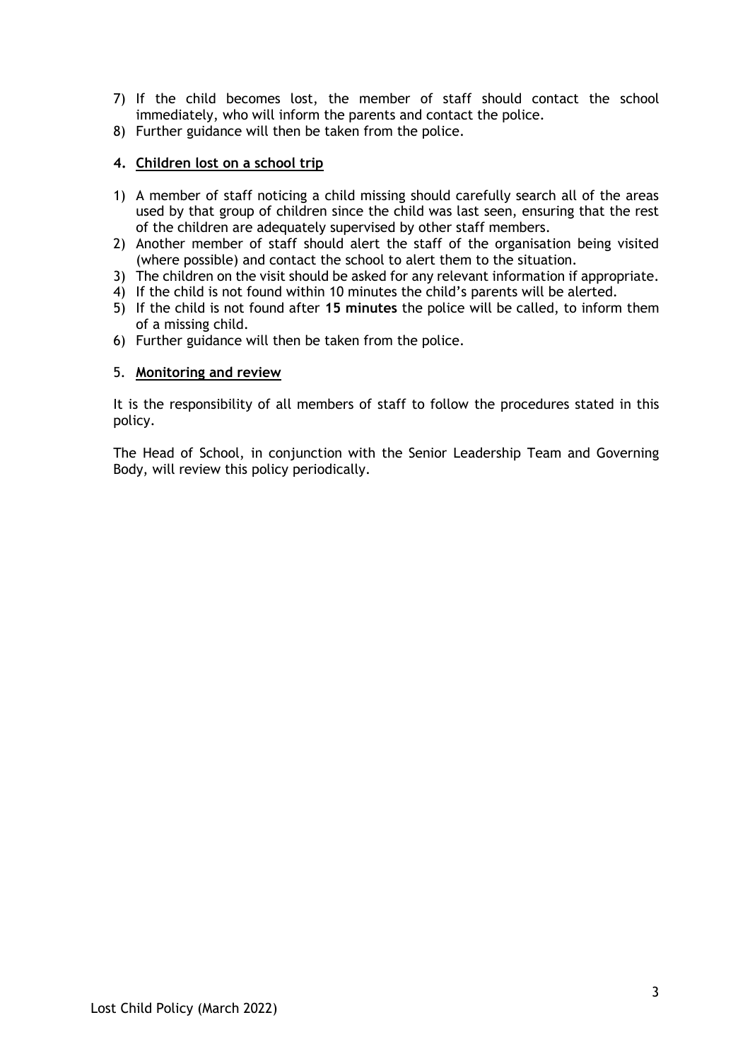7) If the child becomes lost, the member of staff should contact the school immediately, who will inform the parents and contact the police.
8) Further guidance will then be taken from the police.

## 4. Children lost on a school trip

1) A member of staff noticing a child missing should carefully search all of the areas used by that group of children since the child was last seen, ensuring that the rest of the children are adequately supervised by other staff members.
2) Another member of staff should alert the staff of the organisation being visited (where possible) and contact the school to alert them to the situation.
3) The children on the visit should be asked for any relevant information if appropriate.
4) If the child is not found within 10 minutes the child's parents will be alerted.
5) If the child is not found after **15 minutes** the police will be called, to inform them of a missing child.
6) Further guidance will then be taken from the police.

## 5. Monitoring and review

It is the responsibility of all members of staff to follow the procedures stated in this policy.

The Head of School, in conjunction with the Senior Leadership Team and Governing Body, will review this policy periodically.